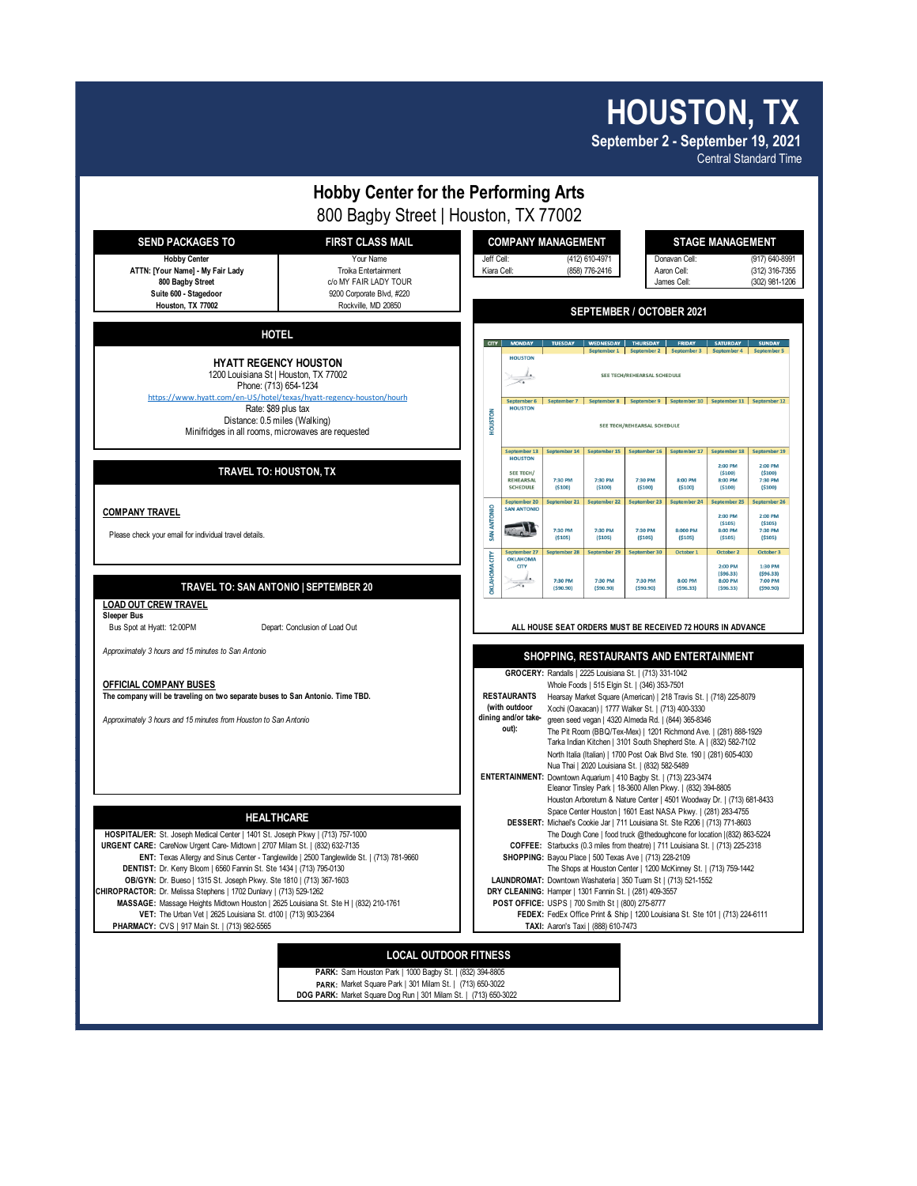# HOUSTON, TX

**September 2 - September 19, 2021**

Central Standard Time

## Hobby Center for the Performing Arts

800 Bagby Street | Houston, TX 77002

| SEND PACKAGES TO | FIRST CLASS MAIL |
|---|---|
| **Hobby Center**<br>**ATTN: [Your Name] - My Fair Lady**<br>**800 Bagby Street**<br>**Suite 600 - Stagedoor**<br>**Houston, TX 77002** | Your Name<br>Troika Entertainment<br>c/o MY FAIR LADY TOUR<br>9200 Corporate Blvd, #220<br>Rockville, MD 20850 |

### COMPANY MANAGEMENT

| | |
|---|---|
| Jeff Cell: | (412) 610-4971 |
| Kiara Cell: | (858) 776-2416 |

### STAGE MANAGEMENT

| | |
|---|---|
| Donavan Cell: | (917) 640-8991 |
| Aaron Cell: | (312) 316-7355 |
| James Cell: | (302) 981-1206 |

### HOTEL

**HYATT REGENCY HOUSTON**

1200 Louisiana St | Houston, TX 77002

Phone: (713) 654-1234

https://www.hyatt.com/en-US/hotel/texas/hyatt-regency-houston/hourh

Rate: $89 plus tax

Distance: 0.5 miles (Walking)

Minifridges in all rooms, microwaves are requested

### TRAVEL TO: HOUSTON, TX

**COMPANY TRAVEL**

Please check your email for individual travel details.

### TRAVEL TO: SAN ANTONIO | SEPTEMBER 20

**LOAD OUT CREW TRAVEL**

**Sleeper Bus**

Bus Spot at Hyatt: 12:00PM — Depart: Conclusion of Load Out

*Approximately 3 hours and 15 minutes to San Antonio*

**OFFICIAL COMPANY BUSES**

**The company will be traveling on two separate buses to San Antonio. Time TBD.**

*Approximately 3 hours and 15 minutes from Houston to San Antonio*

### SEPTEMBER / OCTOBER 2021

| CITY | MONDAY | TUESDAY | WEDNESDAY | THURSDAY | FRIDAY | SATURDAY | SUNDAY |
|---|---|---|---|---|---|---|---|
| HOUSTON | | | September 1 | September 2 | September 3 | September 4 | September 5 |
| | HOUSTON | | | SEE TECH/REHEARSAL SCHEDULE | | | |
| | September 6 | September 7 | September 8 | September 9 | September 10 | September 11 | September 12 |
| | HOUSTON | | | SEE TECH/REHEARSAL SCHEDULE | | | |
| | September 13 | September 14 | September 15 | September 16 | September 17 | September 18 | September 19 |
| | HOUSTON<br>SEE TECH/ REHEARSAL SCHEDULE | 7:30 PM ($100) | 7:30 PM ($100) | 7:30 PM ($100) | 8:00 PM ($100) | 2:00 PM ($100)<br>8:00 PM ($100) | 2:00 PM ($100)<br>7:30 PM ($100) |
| SAN ANTONIO | September 20<br>SAN ANTONIO | September 21 | September 22 | September 23 | September 24 | September 25 | September 26 |
| | | 7:30 PM ($105) | 7:30 PM ($105) | 7:30 PM ($105) | 8:000 PM ($105) | 2:00 PM ($105)<br>8:00 PM ($105) | 2:00 PM ($105)<br>7:30 PM ($105) |
| OKLAHOMA CITY | September 27<br>OKLAHOMA CITY | September 28 | September 29 | September 30 | October 1 | October 2 | October 3 |
| | | 7:30 PM ($90.90) | 7:30 PM ($90.90) | 7:30 PM ($90.90) | 8:00 PM ($96.33) | 2:00 PM ($96.33)<br>8:00 PM ($96.33) | 1:30 PM ($96.33)<br>7:00 PM ($90.90) |

**ALL HOUSE SEAT ORDERS MUST BE RECEIVED 72 HOURS IN ADVANCE**

### SHOPPING, RESTAURANTS AND ENTERTAINMENT

**GROCERY:** Randalls | 2225 Louisiana St. | (713) 331-1042
Whole Foods | 515 Elgin St. | (346) 353-7501

**RESTAURANTS (with outdoor dining and/or take-out):** Hearsay Market Square (American) | 218 Travis St. | (718) 225-8079
Xochi (Oaxacan) | 1777 Walker St. | (713) 400-3330
green seed vegan | 4320 Almeda Rd. | (844) 365-8346
The Pit Room (BBQ/Tex-Mex) | 1201 Richmond Ave. | (281) 888-1929
Tarka Indian Kitchen | 3101 South Shepherd Ste. A | (832) 582-7102
North Italia (Italian) | 1700 Post Oak Blvd Ste. 190 | (281) 605-4030
Nua Thai | 2020 Louisiana St. | (832) 582-5489

**ENTERTAINMENT:** Downtown Aquarium | 410 Bagby St. | (713) 223-3474
Eleanor Tinsley Park | 18-3600 Allen Pkwy. | (832) 394-8805
Houston Arboretum & Nature Center | 4501 Woodway Dr. | (713) 681-8433
Space Center Houston | 1601 East NASA Pkwy. | (281) 283-4755

**DESSERT:** Michael's Cookie Jar | 711 Louisiana St. Ste R206 | (713) 771-8603
The Dough Cone | food truck @thedoughcone for location |(832) 863-5224

**COFFEE:** Starbucks (0.3 miles from theatre) | 711 Louisiana St. | (713) 225-2318

**SHOPPING:** Bayou Place | 500 Texas Ave | (713) 228-2109
The Shops at Houston Center | 1200 McKinney St. | (713) 759-1442

**LAUNDROMAT:** Downtown Washateria | 350 Tuam St | (713) 521-1552

**DRY CLEANING:** Hamper | 1301 Fannin St. | (281) 409-3557

**POST OFFICE:** USPS | 700 Smith St | (800) 275-8777

**FEDEX:** FedEx Office Print & Ship | 1200 Louisiana St. Ste 101 | (713) 224-6111

**TAXI:** Aaron's Taxi | (888) 610-7473

### HEALTHCARE

**HOSPITAL/ER:** St. Joseph Medical Center | 1401 St. Joseph Pkwy | (713) 757-1000
**URGENT CARE:** CareNow Urgent Care- Midtown | 2707 Milam St. | (832) 632-7135
**ENT:** Texas Allergy and Sinus Center - Tanglewilde | 2500 Tanglewilde St. | (713) 781-9660
**DENTIST:** Dr. Kerry Bloom | 6560 Fannin St. Ste 1434 | (713) 795-0130
**OB/GYN:** Dr. Bueso | 1315 St. Joseph Pkwy. Ste 1810 | (713) 367-1603
**CHIROPRACTOR:** Dr. Melissa Stephens | 1702 Dunlavy | (713) 529-1262
**MASSAGE:** Massage Heights Midtown Houston | 2625 Louisiana St. Ste H | (832) 210-1761
**VET:** The Urban Vet | 2625 Louisiana St. d100 | (713) 903-2364
**PHARMACY:** CVS | 917 Main St. | (713) 982-5565

### LOCAL OUTDOOR FITNESS

**PARK:** Sam Houston Park | 1000 Bagby St. | (832) 394-8805
**PARK:** Market Square Park | 301 Milam St. | (713) 650-3022
**DOG PARK:** Market Square Dog Run | 301 Milam St. | (713) 650-3022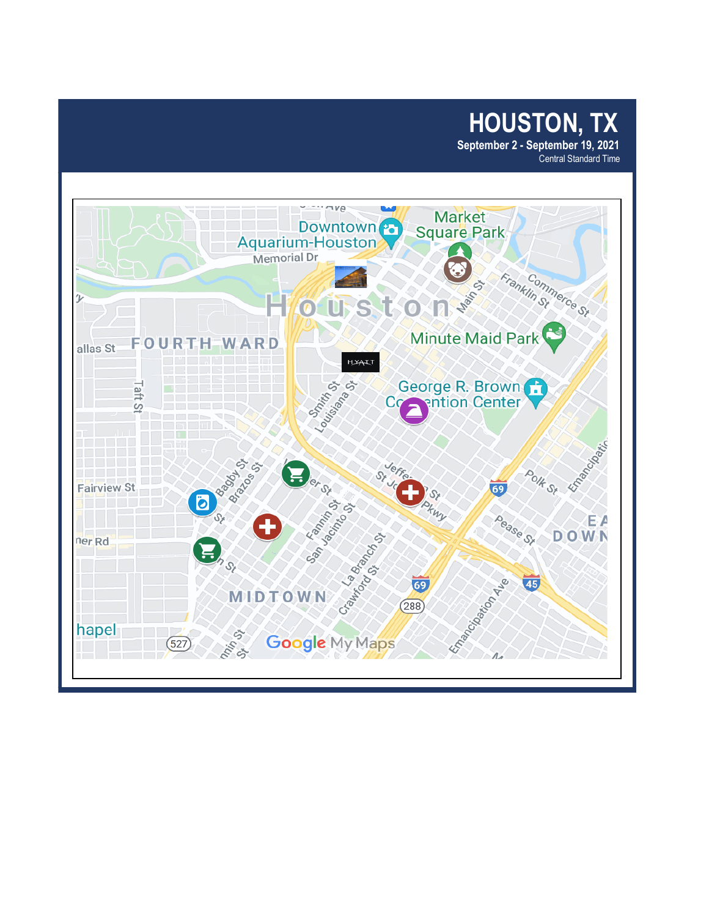# HOUSTON, TX

**September 2 - September 19, 2021**

Central Standard Time

Downtown Aquarium-Houston

Market Square Park

Memorial Dr

Houston

FOURTH WARD

Minute Maid Park

George R. Brown Convention Center

MIDTOWN

Google My Maps